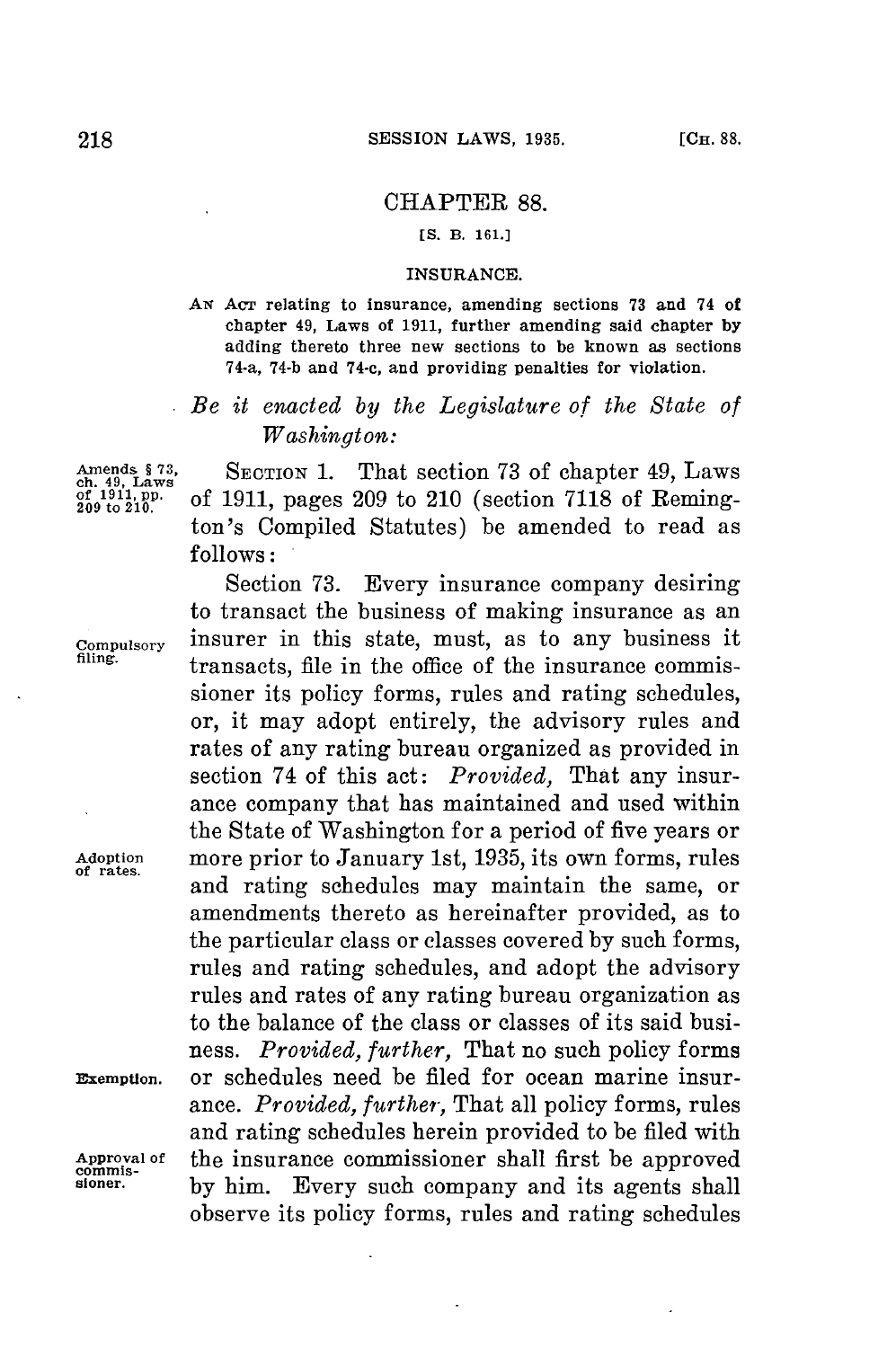## CHAPTER 88.

[S. B. 161.]

### INSURANCE.

AN ACT relating to insurance, amending sections 73 and 74 of chapter 49, Laws of 1911, further amending said chapter by adding thereto three new sections to be known as sections 74-a, 74-b and 74-c, and providing penalties for violation.

*Be it enacted by the Legislature of the State of Washington:*

Amends § 73, ch. 49, Laws of 1911, pp. 209 to 210.

SECTION 1. That section 73 of chapter 49, Laws of 1911, pages 209 to 210 (section 7118 of Remington's Compiled Statutes) be amended to read as follows:

Compulsory filing.

Section 73. Every insurance company desiring to transact the business of making insurance as an insurer in this state, must, as to any business it transacts, file in the office of the insurance commissioner its policy forms, rules and rating schedules, or, it may adopt entirely, the advisory rules and rates of any rating bureau organized as provided in section 74 of this act: *Provided,* That any insurance company that has maintained and used within the State of Washington for a period of five years or more prior to January 1st, 1935, its own forms, rules and rating schedules may maintain the same, or amendments thereto as hereinafter provided, as to the particular class or classes covered by such forms, rules and rating schedules, and adopt the advisory rules and rates of any rating bureau organization as to the balance of the class or classes of its said business. *Provided, further,* That no such policy forms or schedules need be filed for ocean marine insurance. *Provided, further,* That all policy forms, rules and rating schedules herein provided to be filed with the insurance commissioner shall first be approved by him. Every such company and its agents shall observe its policy forms, rules and rating schedules

Adoption of rates.

Exemption.

Approval of commissioner.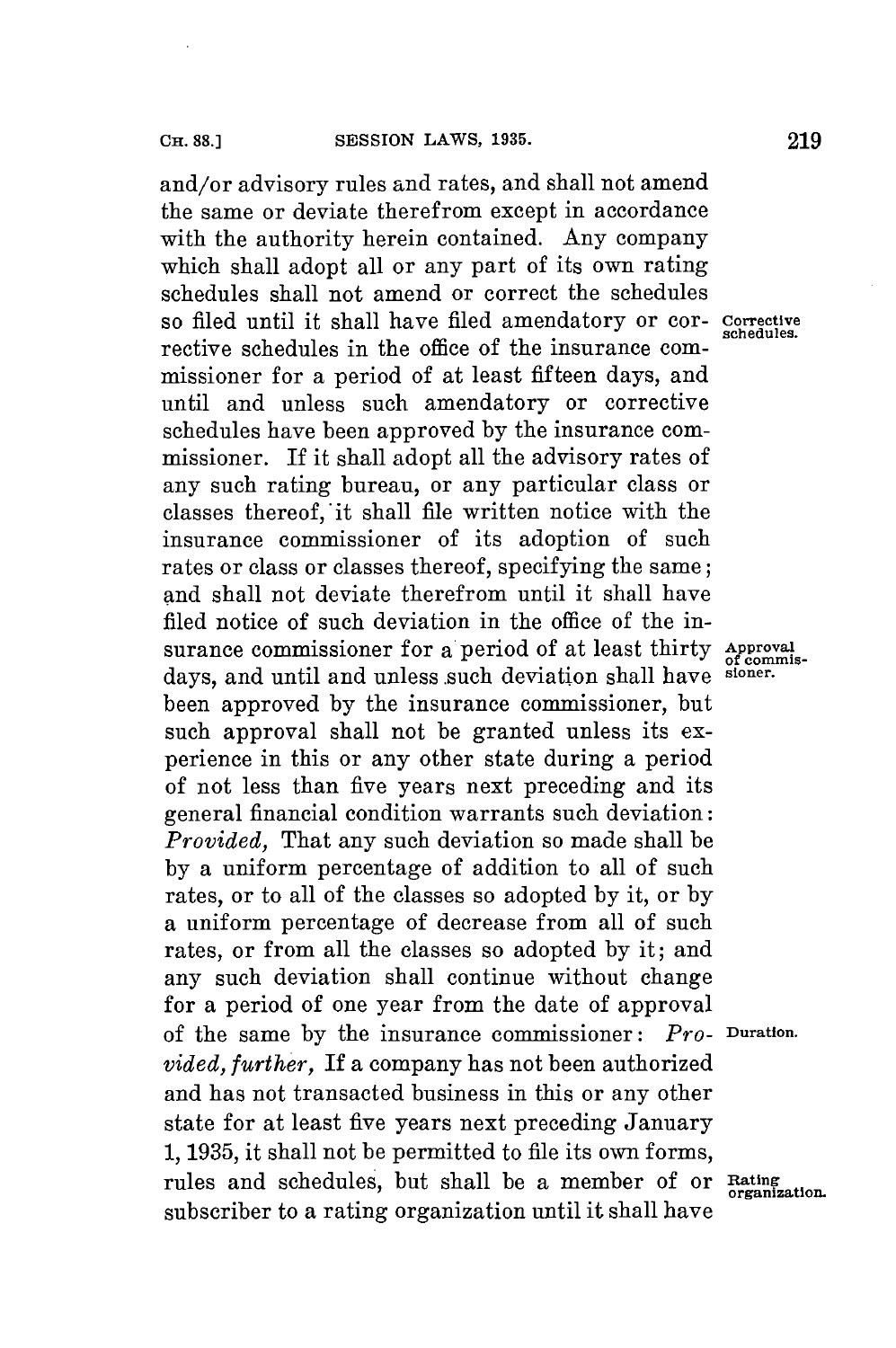and/or advisory rules and rates, and shall not amend the same or deviate therefrom except in accordance with the authority herein contained. Any company which shall adopt all or any part of its own rating schedules shall not amend or correct the schedules so filed until it shall have filed amendatory or corrective schedules in the office of the insurance commissioner for a period of at least fifteen days, and until and unless such amendatory or corrective schedules have been approved by the insurance commissioner. If it shall adopt all the advisory rates of any such rating bureau, or any particular class or classes thereof, it shall file written notice with the insurance commissioner of its adoption of such rates or class or classes thereof, specifying the same; and shall not deviate therefrom until it shall have filed notice of such deviation in the office of the insurance commissioner for a period of at least thirty days, and until and unless such deviation shall have been approved by the insurance commissioner, but such approval shall not be granted unless its experience in this or any other state during a period of not less than five years next preceding and its general financial condition warrants such deviation: *Provided,* That any such deviation so made shall be by a uniform percentage of addition to all of such rates, or to all of the classes so adopted by it, or by a uniform percentage of decrease from all of such rates, or from all the classes so adopted by it; and any such deviation shall continue without change for a period of one year from the date of approval of the same by the insurance commissioner: *Provided, further,* If a company has not been authorized and has not transacted business in this or any other state for at least five years next preceding January 1, 1935, it shall not be permitted to file its own forms, rules and schedules, but shall be a member of or subscriber to a rating organization until it shall have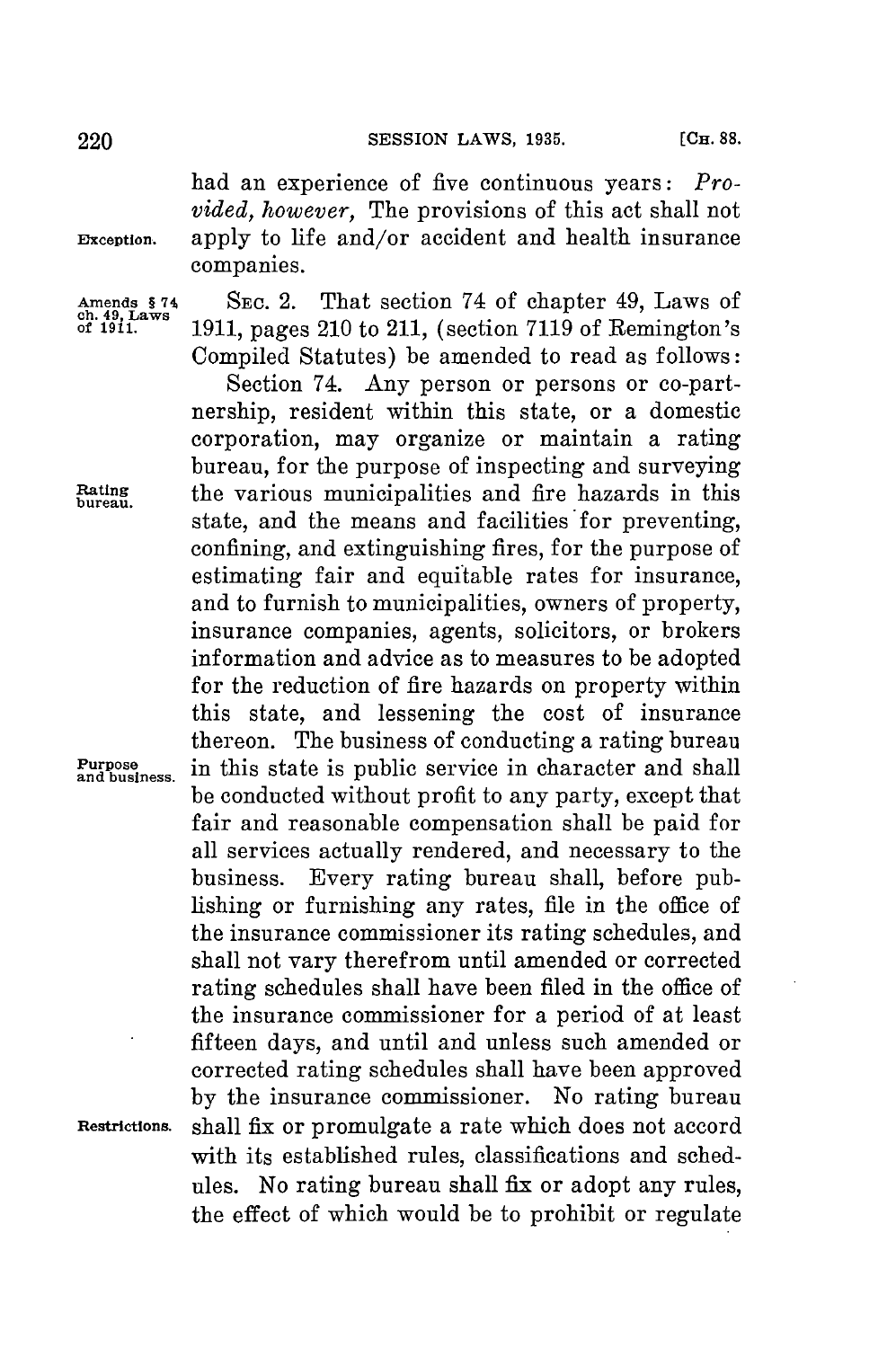had an experience of five continuous years: *Provided, however,* The provisions of this act shall not apply to life and/or accident and health insurance companies.

Exception.

Amends § 74 ch. 49, Laws of 1911.

SEC. 2. That section 74 of chapter 49, Laws of 1911, pages 210 to 211, (section 7119 of Remington's Compiled Statutes) be amended to read as follows:

Rating bureau.

Section 74. Any person or persons or co-partnership, resident within this state, or a domestic corporation, may organize or maintain a rating bureau, for the purpose of inspecting and surveying the various municipalities and fire hazards in this state, and the means and facilities for preventing, confining, and extinguishing fires, for the purpose of estimating fair and equitable rates for insurance, and to furnish to municipalities, owners of property, insurance companies, agents, solicitors, or brokers information and advice as to measures to be adopted for the reduction of fire hazards on property within this state, and lessening the cost of insurance thereon. The business of conducting a rating bureau in this state is public service in character and shall be conducted without profit to any party, except that fair and reasonable compensation shall be paid for all services actually rendered, and necessary to the business. Every rating bureau shall, before publishing or furnishing any rates, file in the office of the insurance commissioner its rating schedules, and shall not vary therefrom until amended or corrected rating schedules shall have been filed in the office of the insurance commissioner for a period of at least fifteen days, and until and unless such amended or corrected rating schedules shall have been approved by the insurance commissioner. No rating bureau shall fix or promulgate a rate which does not accord with its established rules, classifications and schedules. No rating bureau shall fix or adopt any rules, the effect of which would be to prohibit or regulate

Purpose and business.

Restrictions.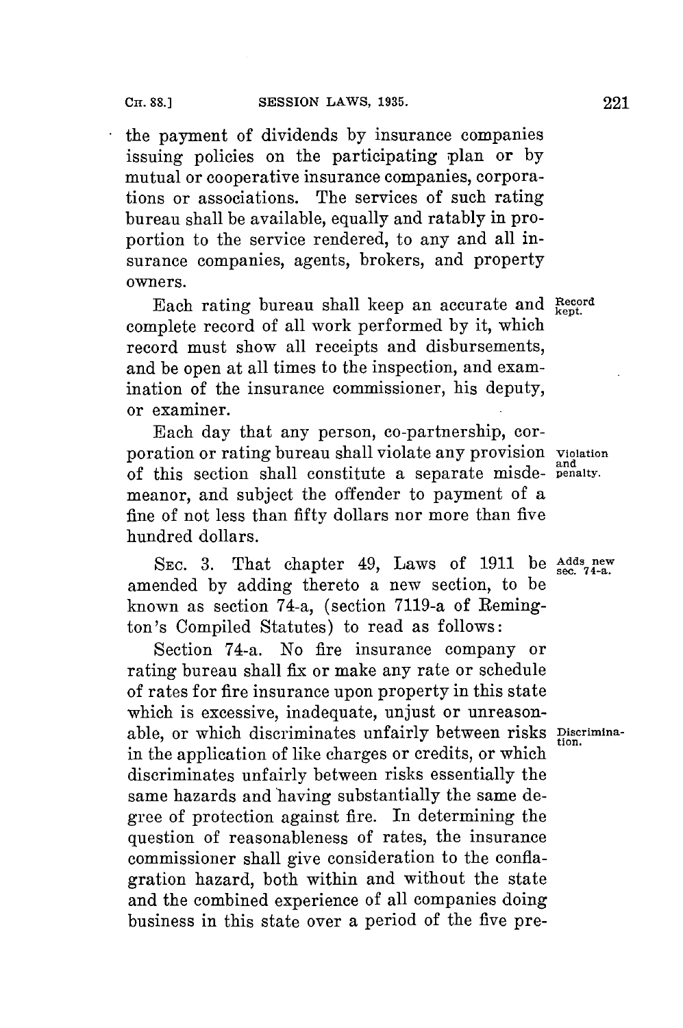the payment of dividends by insurance companies issuing policies on the participating plan or by mutual or cooperative insurance companies, corporations or associations. The services of such rating bureau shall be available, equally and ratably in proportion to the service rendered, to any and all insurance companies, agents, brokers, and property owners.

Record kept. Each rating bureau shall keep an accurate and complete record of all work performed by it, which record must show all receipts and disbursements, and be open at all times to the inspection, and examination of the insurance commissioner, his deputy, or examiner.

Violation and penalty. Each day that any person, co-partnership, corporation or rating bureau shall violate any provision of this section shall constitute a separate misdemeanor, and subject the offender to payment of a fine of not less than fifty dollars nor more than five hundred dollars.

Adds new sec. 74-a. SEC. 3. That chapter 49, Laws of 1911 be amended by adding thereto a new section, to be known as section 74-a, (section 7119-a of Remington's Compiled Statutes) to read as follows:

Discrimination. Section 74-a. No fire insurance company or rating bureau shall fix or make any rate or schedule of rates for fire insurance upon property in this state which is excessive, inadequate, unjust or unreasonable, or which discriminates unfairly between risks in the application of like charges or credits, or which discriminates unfairly between risks essentially the same hazards and having substantially the same degree of protection against fire. In determining the question of reasonableness of rates, the insurance commissioner shall give consideration to the conflagration hazard, both within and without the state and the combined experience of all companies doing business in this state over a period of the five pre-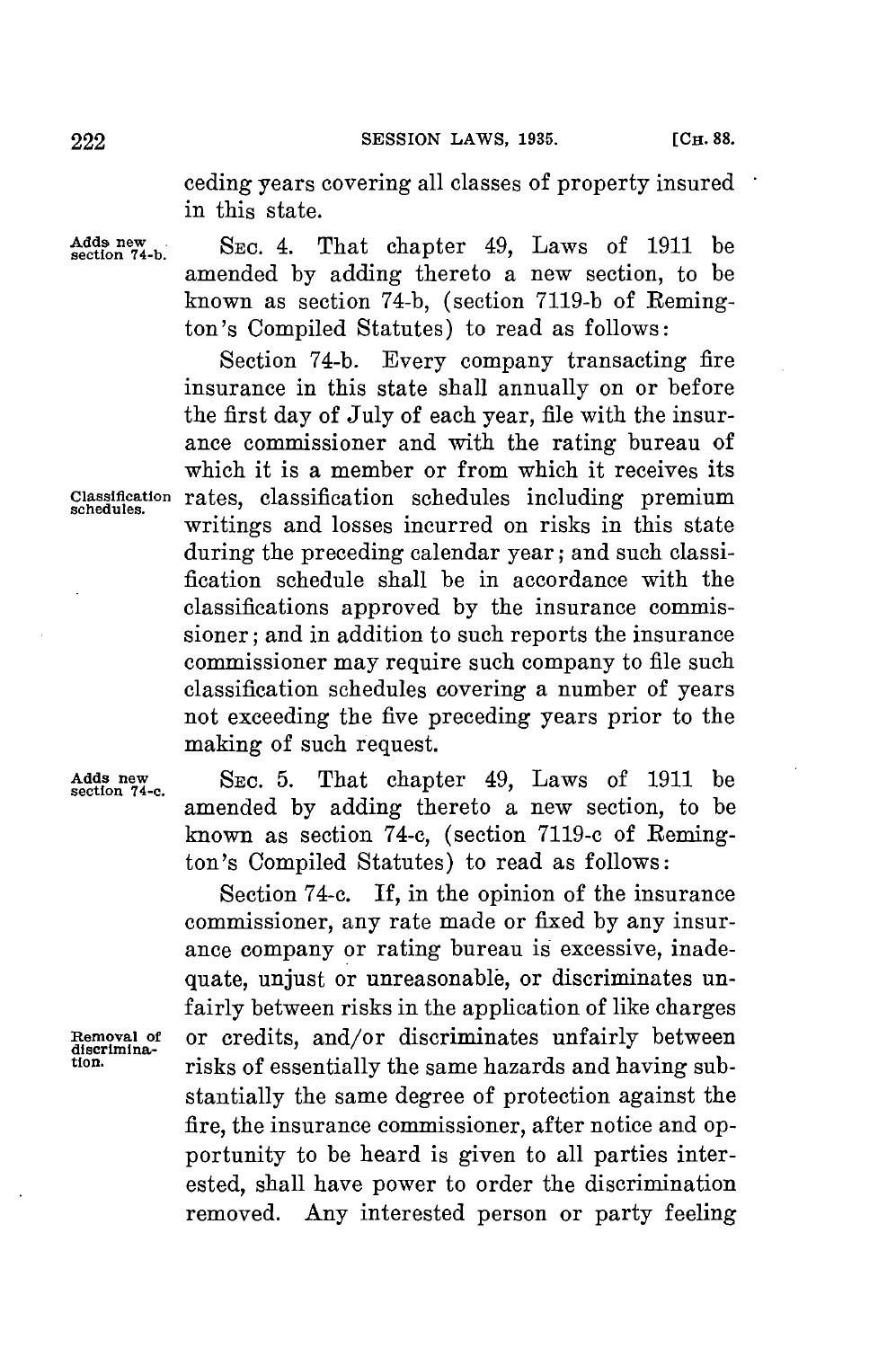ceding years covering all classes of property insured in this state.

Adds new section 74-b.

SEC. 4. That chapter 49, Laws of 1911 be amended by adding thereto a new section, to be known as section 74-b, (section 7119-b of Remington's Compiled Statutes) to read as follows:

Section 74-b. Every company transacting fire insurance in this state shall annually on or before the first day of July of each year, file with the insurance commissioner and with the rating bureau of which it is a member or from which it receives its rates, classification schedules including premium writings and losses incurred on risks in this state during the preceding calendar year; and such classification schedule shall be in accordance with the classifications approved by the insurance commissioner; and in addition to such reports the insurance commissioner may require such company to file such classification schedules covering a number of years not exceeding the five preceding years prior to the making of such request.

Classification schedules.

Adds new section 74-c.

SEC. 5. That chapter 49, Laws of 1911 be amended by adding thereto a new section, to be known as section 74-c, (section 7119-c of Remington's Compiled Statutes) to read as follows:

Section 74-c. If, in the opinion of the insurance commissioner, any rate made or fixed by any insurance company or rating bureau is excessive, inadequate, unjust or unreasonable, or discriminates unfairly between risks in the application of like charges or credits, and/or discriminates unfairly between risks of essentially the same hazards and having substantially the same degree of protection against the fire, the insurance commissioner, after notice and opportunity to be heard is given to all parties interested, shall have power to order the discrimination removed. Any interested person or party feeling

Removal of discrimination.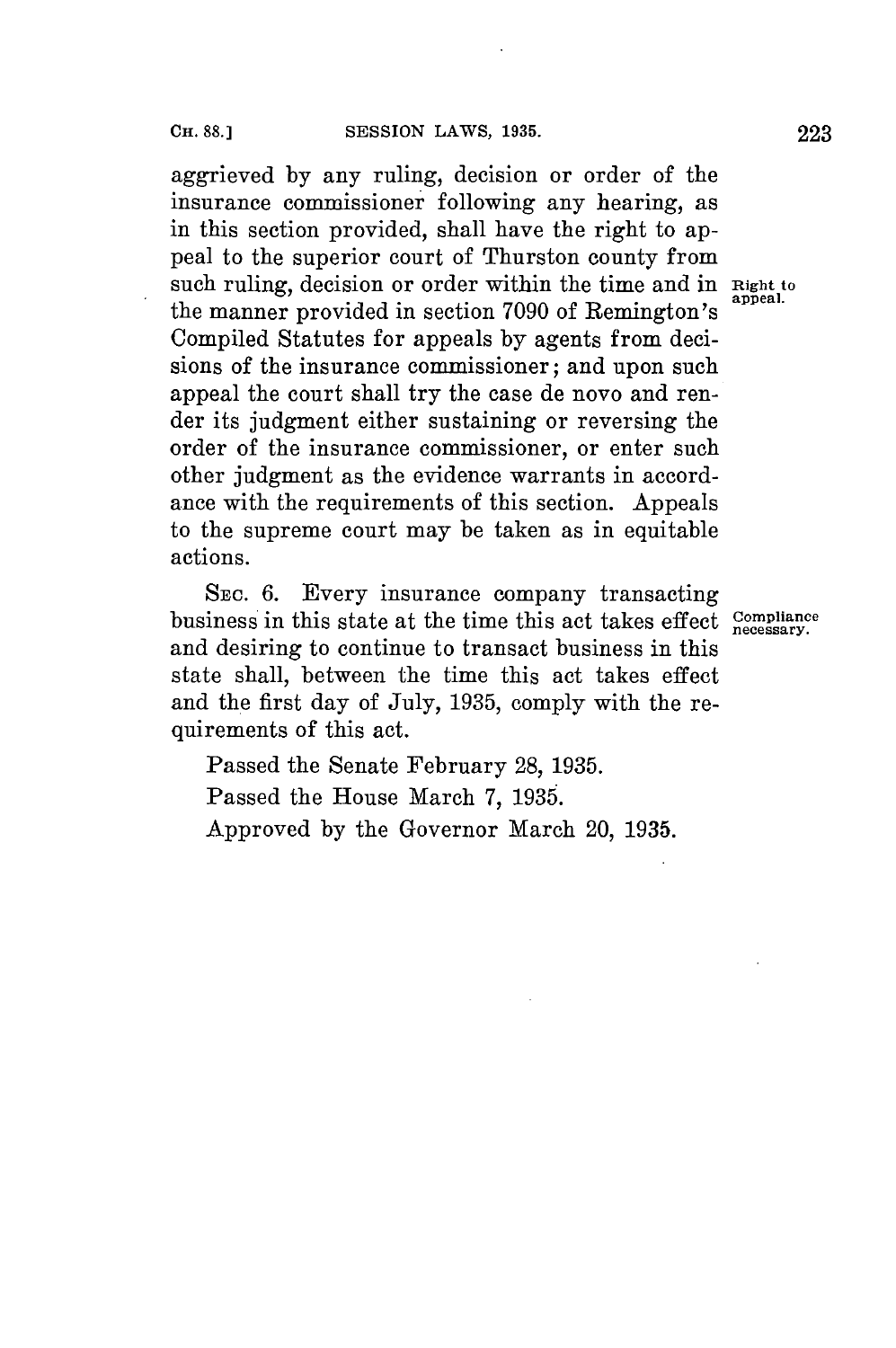aggrieved by any ruling, decision or order of the insurance commissioner following any hearing, as in this section provided, shall have the right to appeal to the superior court of Thurston county from such ruling, decision or order within the time and in the manner provided in section 7090 of Remington's Compiled Statutes for appeals by agents from decisions of the insurance commissioner; and upon such appeal the court shall try the case de novo and render its judgment either sustaining or reversing the order of the insurance commissioner, or enter such other judgment as the evidence warrants in accordance with the requirements of this section. Appeals to the supreme court may be taken as in equitable actions.

Right to appeal.

SEC. 6. Every insurance company transacting business in this state at the time this act takes effect and desiring to continue to transact business in this state shall, between the time this act takes effect and the first day of July, 1935, comply with the requirements of this act.

Compliance necessary.

Passed the Senate February 28, 1935.

Passed the House March 7, 1935.

Approved by the Governor March 20, 1935.